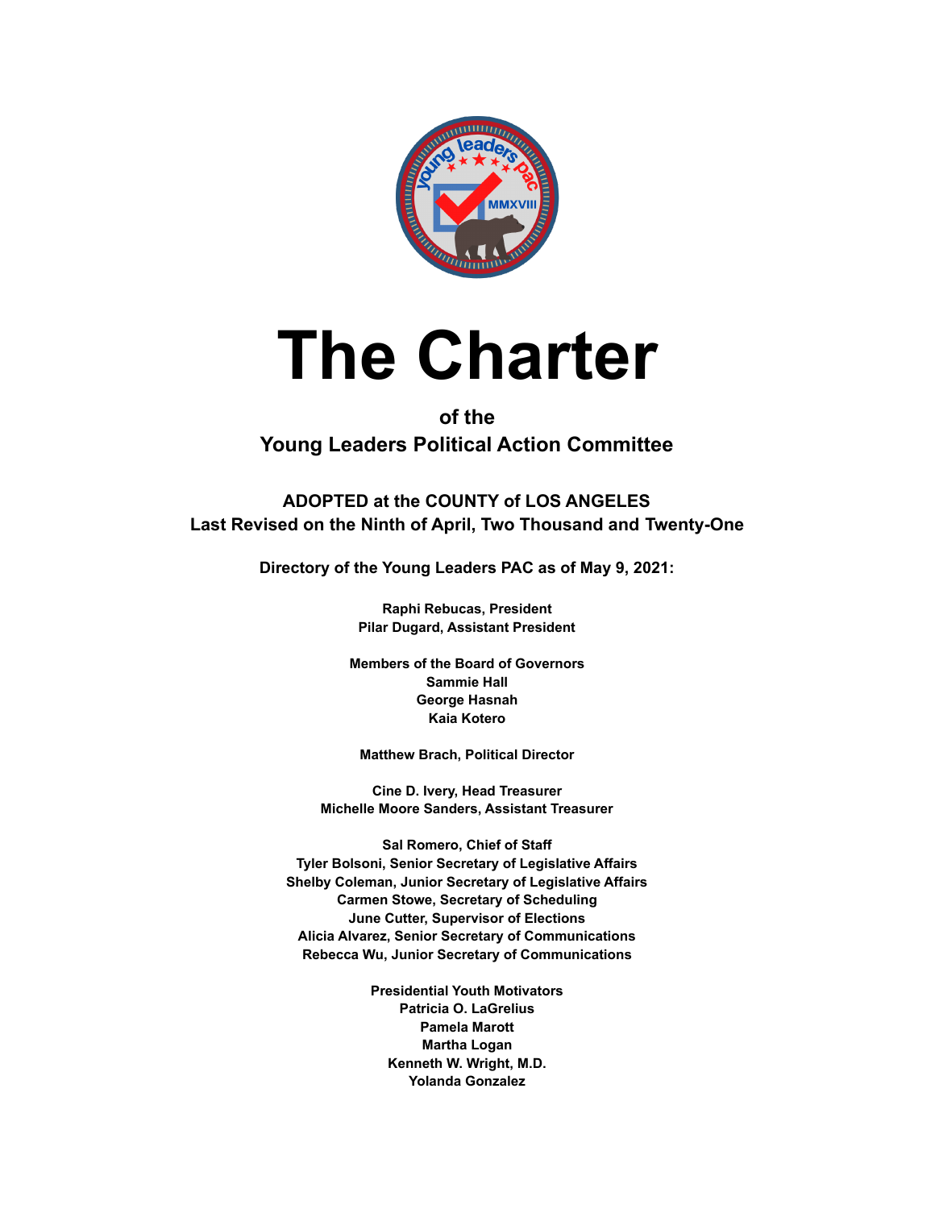# The Charter

**of the**
**Young Leaders Political Action Committee**

**ADOPTED at the COUNTY of LOS ANGELES**
**Last Revised on the Ninth of April, Two Thousand and Twenty-One**

**Directory of the Young Leaders PAC as of May 9, 2021:**

**Raphi Rebucas, President**
**Pilar Dugard, Assistant President**

**Members of the Board of Governors**
**Sammie Hall**
**George Hasnah**
**Kaia Kotero**

**Matthew Brach, Political Director**

**Cine D. Ivery, Head Treasurer**
**Michelle Moore Sanders, Assistant Treasurer**

**Sal Romero, Chief of Staff**
**Tyler Bolsoni, Senior Secretary of Legislative Affairs**
**Shelby Coleman, Junior Secretary of Legislative Affairs**
**Carmen Stowe, Secretary of Scheduling**
**June Cutter, Supervisor of Elections**
**Alicia Alvarez, Senior Secretary of Communications**
**Rebecca Wu, Junior Secretary of Communications**

**Presidential Youth Motivators**
**Patricia O. LaGrelius**
**Pamela Marott**
**Martha Logan**
**Kenneth W. Wright, M.D.**
**Yolanda Gonzalez**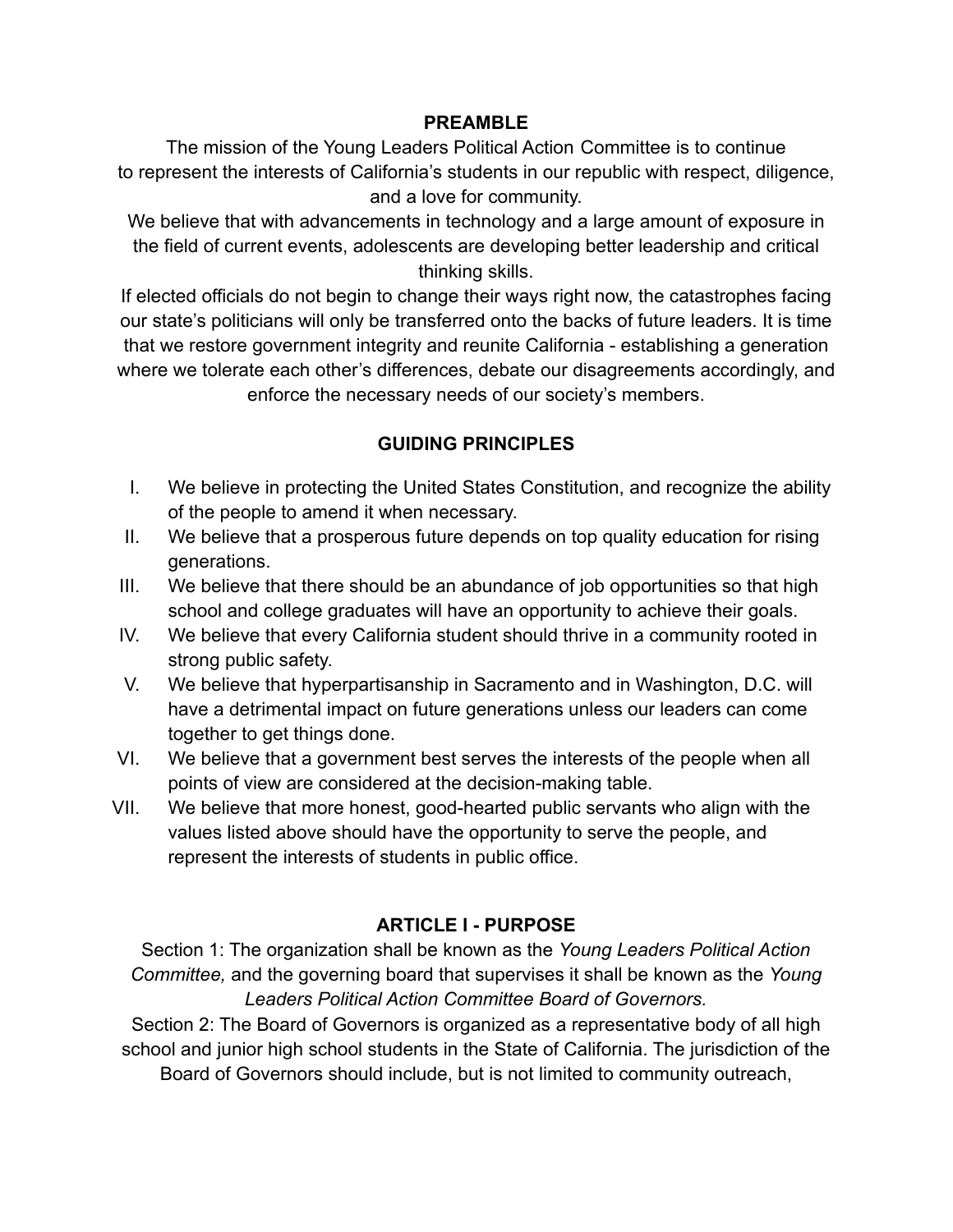## PREAMBLE

The mission of the Young Leaders Political Action Committee is to continue to represent the interests of California's students in our republic with respect, diligence, and a love for community.

We believe that with advancements in technology and a large amount of exposure in the field of current events, adolescents are developing better leadership and critical thinking skills.

If elected officials do not begin to change their ways right now, the catastrophes facing our state's politicians will only be transferred onto the backs of future leaders. It is time that we restore government integrity and reunite California - establishing a generation where we tolerate each other's differences, debate our disagreements accordingly, and enforce the necessary needs of our society's members.

## GUIDING PRINCIPLES

I. We believe in protecting the United States Constitution, and recognize the ability of the people to amend it when necessary.

II. We believe that a prosperous future depends on top quality education for rising generations.

III. We believe that there should be an abundance of job opportunities so that high school and college graduates will have an opportunity to achieve their goals.

IV. We believe that every California student should thrive in a community rooted in strong public safety.

V. We believe that hyperpartisanship in Sacramento and in Washington, D.C. will have a detrimental impact on future generations unless our leaders can come together to get things done.

VI. We believe that a government best serves the interests of the people when all points of view are considered at the decision-making table.

VII. We believe that more honest, good-hearted public servants who align with the values listed above should have the opportunity to serve the people, and represent the interests of students in public office.

## ARTICLE I - PURPOSE

Section 1: The organization shall be known as the *Young Leaders Political Action Committee,* and the governing board that supervises it shall be known as the *Young Leaders Political Action Committee Board of Governors.*

Section 2: The Board of Governors is organized as a representative body of all high school and junior high school students in the State of California. The jurisdiction of the Board of Governors should include, but is not limited to community outreach,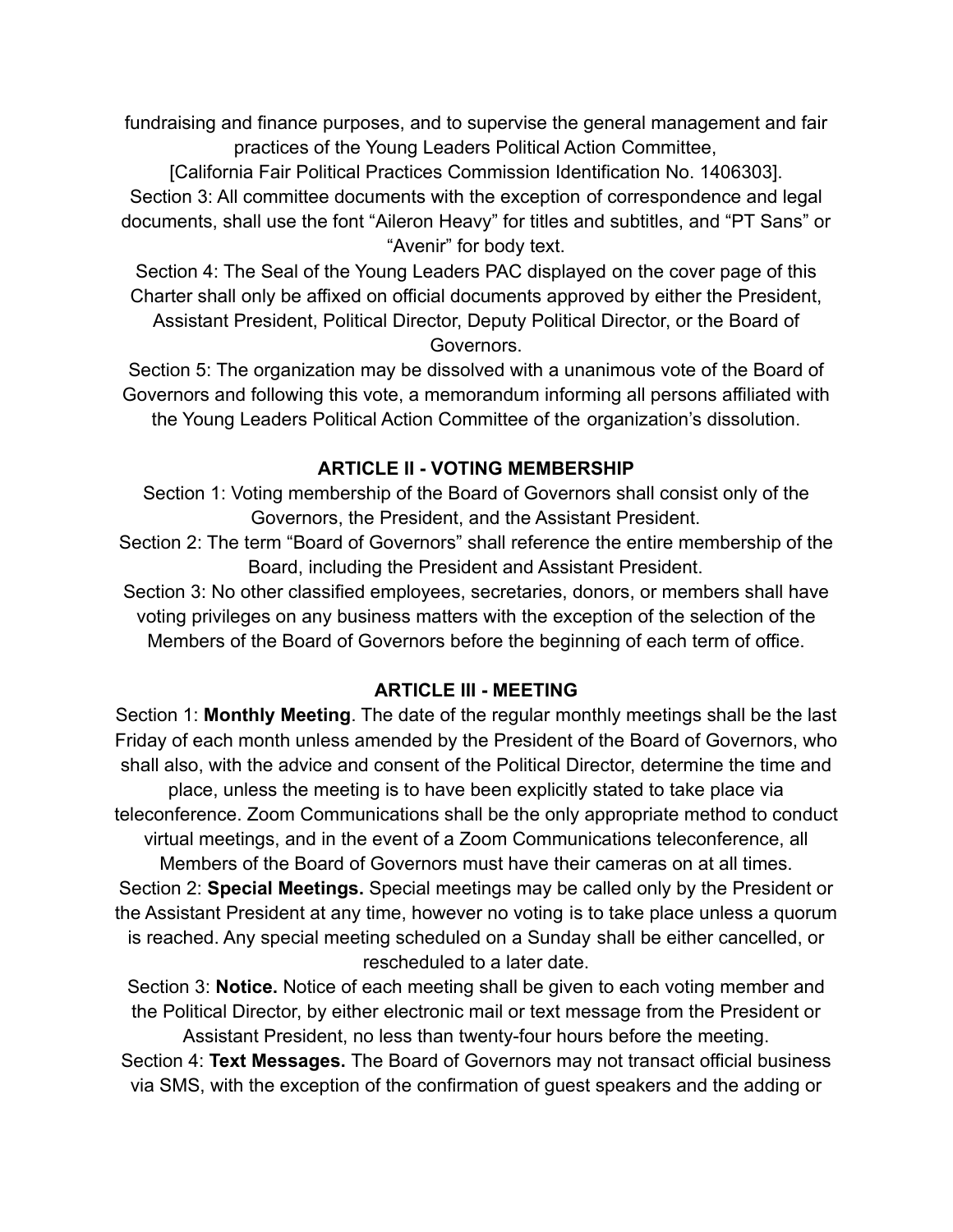fundraising and finance purposes, and to supervise the general management and fair practices of the Young Leaders Political Action Committee, [California Fair Political Practices Commission Identification No. 1406303].

Section 3: All committee documents with the exception of correspondence and legal documents, shall use the font “Aileron Heavy” for titles and subtitles, and “PT Sans” or “Avenir” for body text.

Section 4: The Seal of the Young Leaders PAC displayed on the cover page of this Charter shall only be affixed on official documents approved by either the President, Assistant President, Political Director, Deputy Political Director, or the Board of Governors.

Section 5: The organization may be dissolved with a unanimous vote of the Board of Governors and following this vote, a memorandum informing all persons affiliated with the Young Leaders Political Action Committee of the organization’s dissolution.

## ARTICLE II - VOTING MEMBERSHIP

Section 1: Voting membership of the Board of Governors shall consist only of the Governors, the President, and the Assistant President.

Section 2: The term “Board of Governors” shall reference the entire membership of the Board, including the President and Assistant President.

Section 3: No other classified employees, secretaries, donors, or members shall have voting privileges on any business matters with the exception of the selection of the Members of the Board of Governors before the beginning of each term of office.

## ARTICLE III - MEETING

Section 1: **Monthly Meeting**. The date of the regular monthly meetings shall be the last Friday of each month unless amended by the President of the Board of Governors, who shall also, with the advice and consent of the Political Director, determine the time and place, unless the meeting is to have been explicitly stated to take place via teleconference. Zoom Communications shall be the only appropriate method to conduct virtual meetings, and in the event of a Zoom Communications teleconference, all Members of the Board of Governors must have their cameras on at all times.

Section 2: **Special Meetings.** Special meetings may be called only by the President or the Assistant President at any time, however no voting is to take place unless a quorum is reached. Any special meeting scheduled on a Sunday shall be either cancelled, or rescheduled to a later date.

Section 3: **Notice.** Notice of each meeting shall be given to each voting member and the Political Director, by either electronic mail or text message from the President or Assistant President, no less than twenty-four hours before the meeting.

Section 4: **Text Messages.** The Board of Governors may not transact official business via SMS, with the exception of the confirmation of guest speakers and the adding or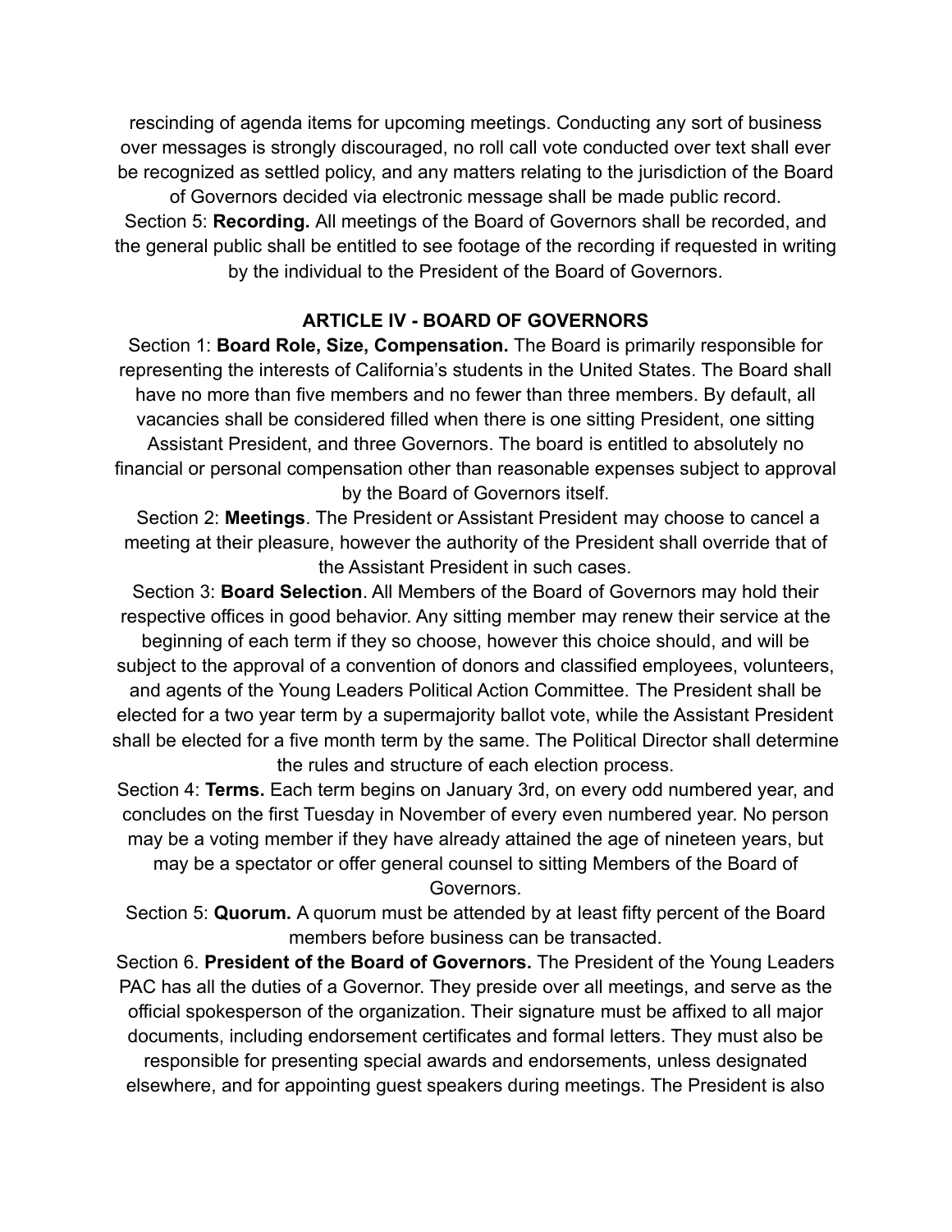rescinding of agenda items for upcoming meetings. Conducting any sort of business over messages is strongly discouraged, no roll call vote conducted over text shall ever be recognized as settled policy, and any matters relating to the jurisdiction of the Board of Governors decided via electronic message shall be made public record.

Section 5: **Recording.** All meetings of the Board of Governors shall be recorded, and the general public shall be entitled to see footage of the recording if requested in writing by the individual to the President of the Board of Governors.

## ARTICLE IV - BOARD OF GOVERNORS

Section 1: **Board Role, Size, Compensation.** The Board is primarily responsible for representing the interests of California's students in the United States. The Board shall have no more than five members and no fewer than three members. By default, all vacancies shall be considered filled when there is one sitting President, one sitting Assistant President, and three Governors. The board is entitled to absolutely no financial or personal compensation other than reasonable expenses subject to approval by the Board of Governors itself.

Section 2: **Meetings**. The President or Assistant President may choose to cancel a meeting at their pleasure, however the authority of the President shall override that of the Assistant President in such cases.

Section 3: **Board Selection**. All Members of the Board of Governors may hold their respective offices in good behavior. Any sitting member may renew their service at the beginning of each term if they so choose, however this choice should, and will be subject to the approval of a convention of donors and classified employees, volunteers, and agents of the Young Leaders Political Action Committee. The President shall be elected for a two year term by a supermajority ballot vote, while the Assistant President shall be elected for a five month term by the same. The Political Director shall determine the rules and structure of each election process.

Section 4: **Terms.** Each term begins on January 3rd, on every odd numbered year, and concludes on the first Tuesday in November of every even numbered year. No person may be a voting member if they have already attained the age of nineteen years, but may be a spectator or offer general counsel to sitting Members of the Board of Governors.

Section 5: **Quorum.** A quorum must be attended by at least fifty percent of the Board members before business can be transacted.

Section 6. **President of the Board of Governors.** The President of the Young Leaders PAC has all the duties of a Governor. They preside over all meetings, and serve as the official spokesperson of the organization. Their signature must be affixed to all major documents, including endorsement certificates and formal letters. They must also be responsible for presenting special awards and endorsements, unless designated elsewhere, and for appointing guest speakers during meetings. The President is also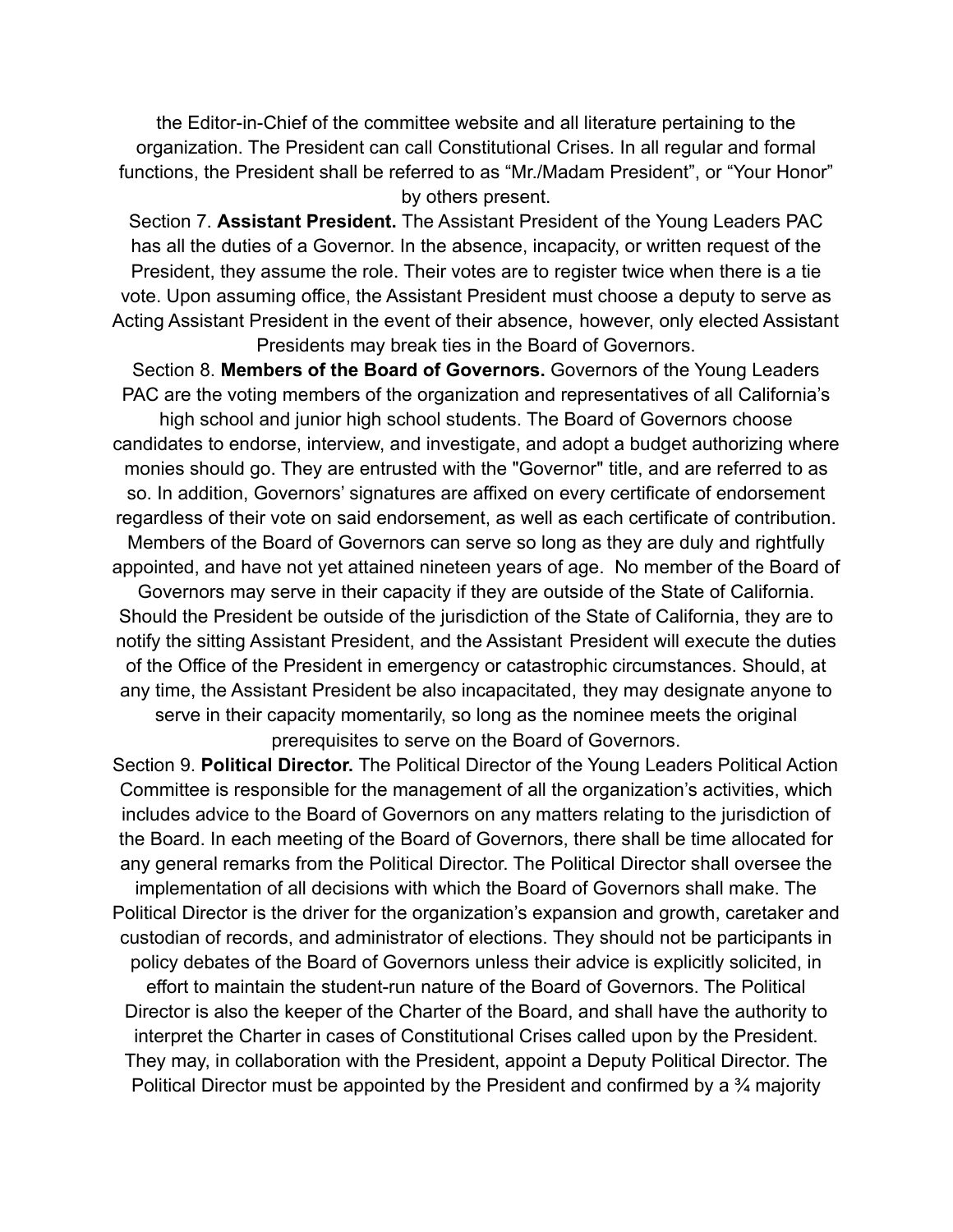the Editor-in-Chief of the committee website and all literature pertaining to the organization. The President can call Constitutional Crises. In all regular and formal functions, the President shall be referred to as "Mr./Madam President", or "Your Honor" by others present.

Section 7. **Assistant President.** The Assistant President of the Young Leaders PAC has all the duties of a Governor. In the absence, incapacity, or written request of the President, they assume the role. Their votes are to register twice when there is a tie vote. Upon assuming office, the Assistant President must choose a deputy to serve as Acting Assistant President in the event of their absence, however, only elected Assistant Presidents may break ties in the Board of Governors.

Section 8. **Members of the Board of Governors.** Governors of the Young Leaders PAC are the voting members of the organization and representatives of all California's high school and junior high school students. The Board of Governors choose candidates to endorse, interview, and investigate, and adopt a budget authorizing where monies should go. They are entrusted with the "Governor" title, and are referred to as so. In addition, Governors' signatures are affixed on every certificate of endorsement regardless of their vote on said endorsement, as well as each certificate of contribution. Members of the Board of Governors can serve so long as they are duly and rightfully appointed, and have not yet attained nineteen years of age. No member of the Board of Governors may serve in their capacity if they are outside of the State of California. Should the President be outside of the jurisdiction of the State of California, they are to notify the sitting Assistant President, and the Assistant President will execute the duties of the Office of the President in emergency or catastrophic circumstances. Should, at any time, the Assistant President be also incapacitated, they may designate anyone to serve in their capacity momentarily, so long as the nominee meets the original prerequisites to serve on the Board of Governors.

Section 9. **Political Director.** The Political Director of the Young Leaders Political Action Committee is responsible for the management of all the organization's activities, which includes advice to the Board of Governors on any matters relating to the jurisdiction of the Board. In each meeting of the Board of Governors, there shall be time allocated for any general remarks from the Political Director. The Political Director shall oversee the implementation of all decisions with which the Board of Governors shall make. The Political Director is the driver for the organization's expansion and growth, caretaker and custodian of records, and administrator of elections. They should not be participants in policy debates of the Board of Governors unless their advice is explicitly solicited, in effort to maintain the student-run nature of the Board of Governors. The Political Director is also the keeper of the Charter of the Board, and shall have the authority to interpret the Charter in cases of Constitutional Crises called upon by the President. They may, in collaboration with the President, appoint a Deputy Political Director. The Political Director must be appointed by the President and confirmed by a ¾ majority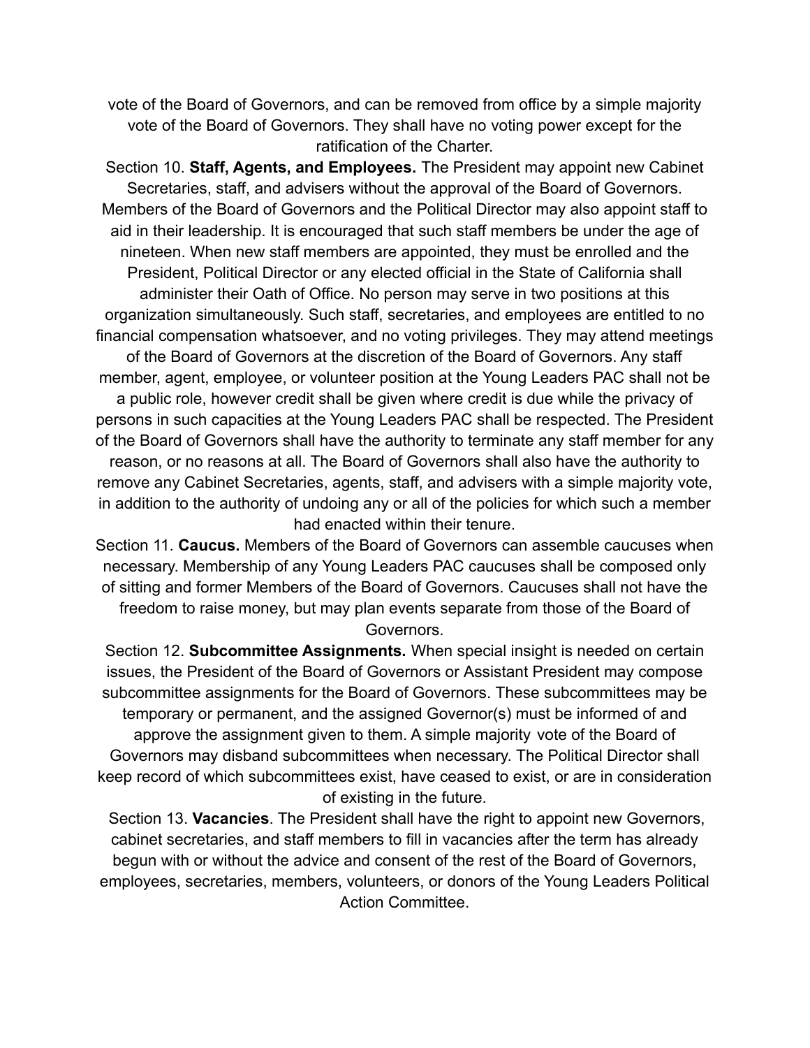vote of the Board of Governors, and can be removed from office by a simple majority vote of the Board of Governors. They shall have no voting power except for the ratification of the Charter.

Section 10. **Staff, Agents, and Employees.** The President may appoint new Cabinet Secretaries, staff, and advisers without the approval of the Board of Governors. Members of the Board of Governors and the Political Director may also appoint staff to aid in their leadership. It is encouraged that such staff members be under the age of nineteen. When new staff members are appointed, they must be enrolled and the President, Political Director or any elected official in the State of California shall administer their Oath of Office. No person may serve in two positions at this organization simultaneously. Such staff, secretaries, and employees are entitled to no financial compensation whatsoever, and no voting privileges. They may attend meetings of the Board of Governors at the discretion of the Board of Governors. Any staff member, agent, employee, or volunteer position at the Young Leaders PAC shall not be a public role, however credit shall be given where credit is due while the privacy of persons in such capacities at the Young Leaders PAC shall be respected. The President of the Board of Governors shall have the authority to terminate any staff member for any reason, or no reasons at all. The Board of Governors shall also have the authority to remove any Cabinet Secretaries, agents, staff, and advisers with a simple majority vote, in addition to the authority of undoing any or all of the policies for which such a member had enacted within their tenure.

Section 11. **Caucus.** Members of the Board of Governors can assemble caucuses when necessary. Membership of any Young Leaders PAC caucuses shall be composed only of sitting and former Members of the Board of Governors. Caucuses shall not have the freedom to raise money, but may plan events separate from those of the Board of Governors.

Section 12. **Subcommittee Assignments.** When special insight is needed on certain issues, the President of the Board of Governors or Assistant President may compose subcommittee assignments for the Board of Governors. These subcommittees may be temporary or permanent, and the assigned Governor(s) must be informed of and approve the assignment given to them. A simple majority vote of the Board of Governors may disband subcommittees when necessary. The Political Director shall keep record of which subcommittees exist, have ceased to exist, or are in consideration of existing in the future.

Section 13. **Vacancies**. The President shall have the right to appoint new Governors, cabinet secretaries, and staff members to fill in vacancies after the term has already begun with or without the advice and consent of the rest of the Board of Governors, employees, secretaries, members, volunteers, or donors of the Young Leaders Political Action Committee.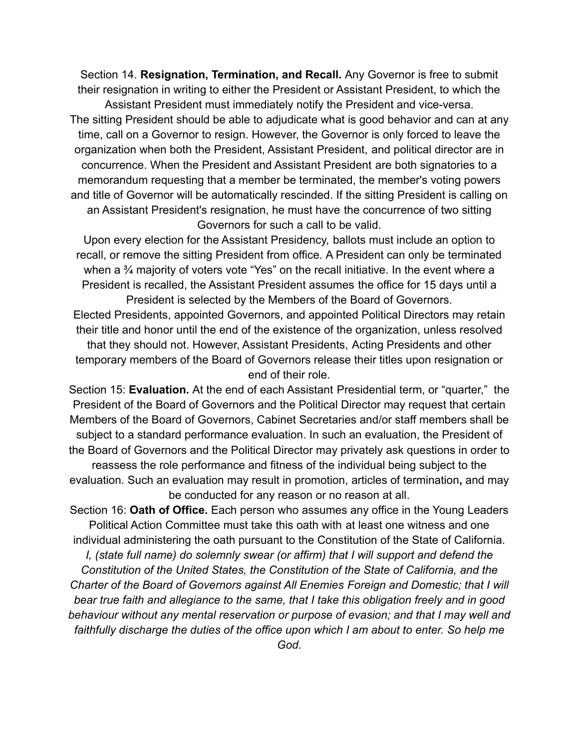Section 14. **Resignation, Termination, and Recall.** Any Governor is free to submit their resignation in writing to either the President or Assistant President, to which the Assistant President must immediately notify the President and vice-versa.

The sitting President should be able to adjudicate what is good behavior and can at any time, call on a Governor to resign. However, the Governor is only forced to leave the organization when both the President, Assistant President, and political director are in concurrence. When the President and Assistant President are both signatories to a memorandum requesting that a member be terminated, the member's voting powers and title of Governor will be automatically rescinded. If the sitting President is calling on an Assistant President's resignation, he must have the concurrence of two sitting Governors for such a call to be valid.

Upon every election for the Assistant Presidency, ballots must include an option to recall, or remove the sitting President from office. A President can only be terminated when a ¾ majority of voters vote "Yes" on the recall initiative. In the event where a President is recalled, the Assistant President assumes the office for 15 days until a President is selected by the Members of the Board of Governors.

Elected Presidents, appointed Governors, and appointed Political Directors may retain their title and honor until the end of the existence of the organization, unless resolved that they should not. However, Assistant Presidents, Acting Presidents and other temporary members of the Board of Governors release their titles upon resignation or end of their role.

Section 15: **Evaluation.** At the end of each Assistant Presidential term, or "quarter," the President of the Board of Governors and the Political Director may request that certain Members of the Board of Governors, Cabinet Secretaries and/or staff members shall be subject to a standard performance evaluation. In such an evaluation, the President of the Board of Governors and the Political Director may privately ask questions in order to reassess the role performance and fitness of the individual being subject to the evaluation. Such an evaluation may result in promotion, articles of termination**,** and may be conducted for any reason or no reason at all.

Section 16: **Oath of Office.** Each person who assumes any office in the Young Leaders Political Action Committee must take this oath with at least one witness and one individual administering the oath pursuant to the Constitution of the State of California.

*I, (state full name) do solemnly swear (or affirm) that I will support and defend the Constitution of the United States, the Constitution of the State of California, and the Charter of the Board of Governors against All Enemies Foreign and Domestic; that I will bear true faith and allegiance to the same, that I take this obligation freely and in good behaviour without any mental reservation or purpose of evasion; and that I may well and faithfully discharge the duties of the office upon which I am about to enter. So help me God.*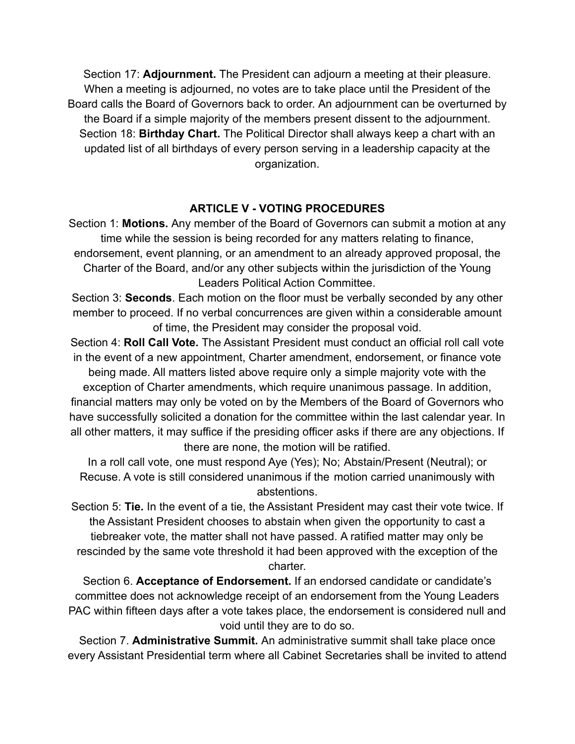Section 17: **Adjournment.** The President can adjourn a meeting at their pleasure. When a meeting is adjourned, no votes are to take place until the President of the Board calls the Board of Governors back to order. An adjournment can be overturned by the Board if a simple majority of the members present dissent to the adjournment.

Section 18: **Birthday Chart.** The Political Director shall always keep a chart with an updated list of all birthdays of every person serving in a leadership capacity at the organization.

## ARTICLE V - VOTING PROCEDURES

Section 1: **Motions.** Any member of the Board of Governors can submit a motion at any time while the session is being recorded for any matters relating to finance, endorsement, event planning, or an amendment to an already approved proposal, the Charter of the Board, and/or any other subjects within the jurisdiction of the Young Leaders Political Action Committee.

Section 3: **Seconds**. Each motion on the floor must be verbally seconded by any other member to proceed. If no verbal concurrences are given within a considerable amount of time, the President may consider the proposal void.

Section 4: **Roll Call Vote.** The Assistant President must conduct an official roll call vote in the event of a new appointment, Charter amendment, endorsement, or finance vote being made. All matters listed above require only a simple majority vote with the exception of Charter amendments, which require unanimous passage. In addition, financial matters may only be voted on by the Members of the Board of Governors who have successfully solicited a donation for the committee within the last calendar year. In all other matters, it may suffice if the presiding officer asks if there are any objections. If there are none, the motion will be ratified.

In a roll call vote, one must respond Aye (Yes); No; Abstain/Present (Neutral); or Recuse. A vote is still considered unanimous if the motion carried unanimously with abstentions.

Section 5: **Tie.** In the event of a tie, the Assistant President may cast their vote twice. If the Assistant President chooses to abstain when given the opportunity to cast a tiebreaker vote, the matter shall not have passed. A ratified matter may only be rescinded by the same vote threshold it had been approved with the exception of the charter.

Section 6. **Acceptance of Endorsement.** If an endorsed candidate or candidate's committee does not acknowledge receipt of an endorsement from the Young Leaders PAC within fifteen days after a vote takes place, the endorsement is considered null and void until they are to do so.

Section 7. **Administrative Summit.** An administrative summit shall take place once every Assistant Presidential term where all Cabinet Secretaries shall be invited to attend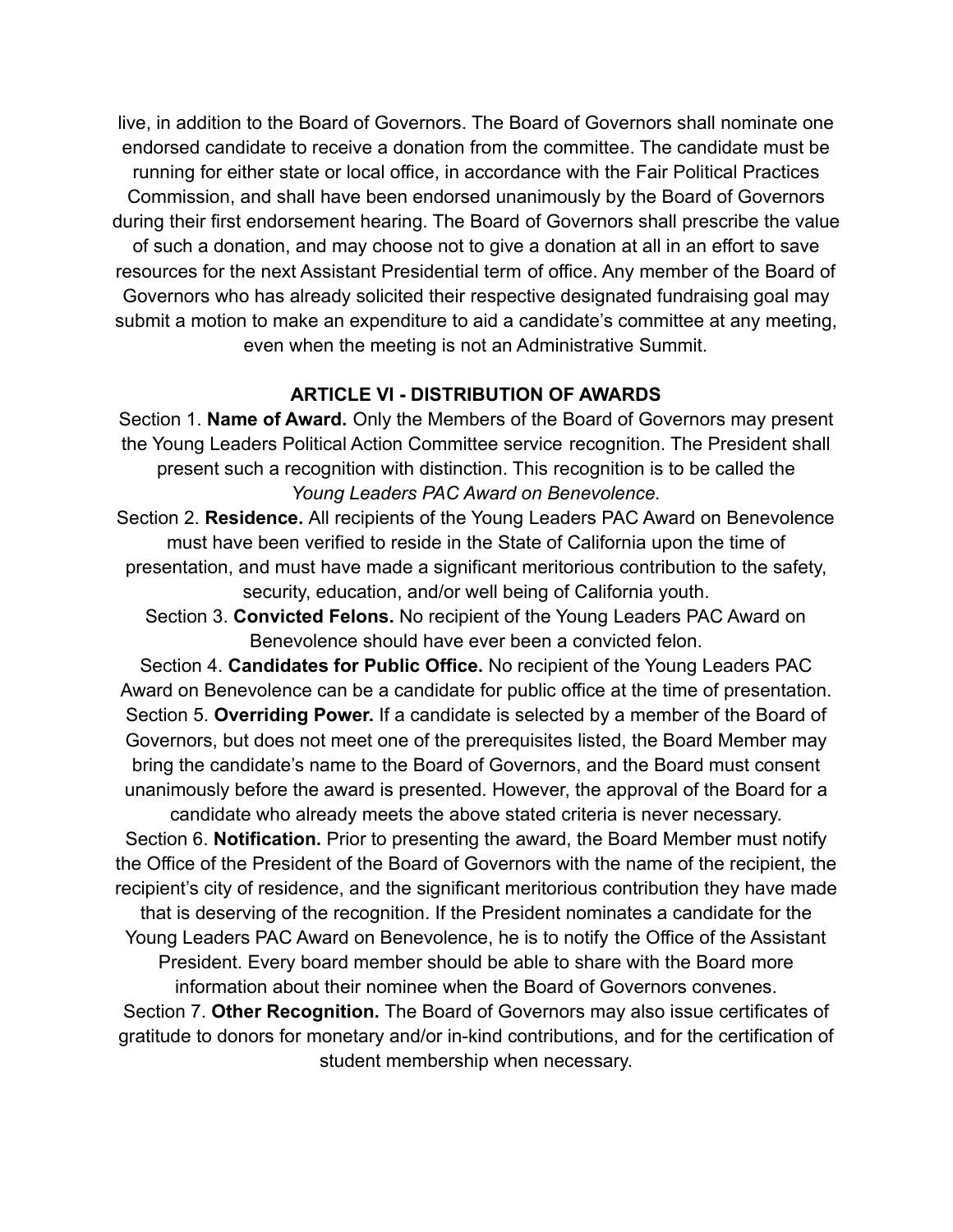live, in addition to the Board of Governors. The Board of Governors shall nominate one endorsed candidate to receive a donation from the committee. The candidate must be running for either state or local office, in accordance with the Fair Political Practices Commission, and shall have been endorsed unanimously by the Board of Governors during their first endorsement hearing. The Board of Governors shall prescribe the value of such a donation, and may choose not to give a donation at all in an effort to save resources for the next Assistant Presidential term of office. Any member of the Board of Governors who has already solicited their respective designated fundraising goal may submit a motion to make an expenditure to aid a candidate's committee at any meeting, even when the meeting is not an Administrative Summit.

## ARTICLE VI - DISTRIBUTION OF AWARDS

Section 1. **Name of Award.** Only the Members of the Board of Governors may present the Young Leaders Political Action Committee service recognition. The President shall present such a recognition with distinction. This recognition is to be called the *Young Leaders PAC Award on Benevolence.*

Section 2. **Residence.** All recipients of the Young Leaders PAC Award on Benevolence must have been verified to reside in the State of California upon the time of presentation, and must have made a significant meritorious contribution to the safety, security, education, and/or well being of California youth.

Section 3. **Convicted Felons.** No recipient of the Young Leaders PAC Award on Benevolence should have ever been a convicted felon.

Section 4. **Candidates for Public Office.** No recipient of the Young Leaders PAC Award on Benevolence can be a candidate for public office at the time of presentation.

Section 5. **Overriding Power.** If a candidate is selected by a member of the Board of Governors, but does not meet one of the prerequisites listed, the Board Member may bring the candidate's name to the Board of Governors, and the Board must consent unanimously before the award is presented. However, the approval of the Board for a candidate who already meets the above stated criteria is never necessary.

Section 6. **Notification.** Prior to presenting the award, the Board Member must notify the Office of the President of the Board of Governors with the name of the recipient, the recipient's city of residence, and the significant meritorious contribution they have made that is deserving of the recognition. If the President nominates a candidate for the Young Leaders PAC Award on Benevolence, he is to notify the Office of the Assistant President. Every board member should be able to share with the Board more information about their nominee when the Board of Governors convenes.

Section 7. **Other Recognition.** The Board of Governors may also issue certificates of gratitude to donors for monetary and/or in-kind contributions, and for the certification of student membership when necessary.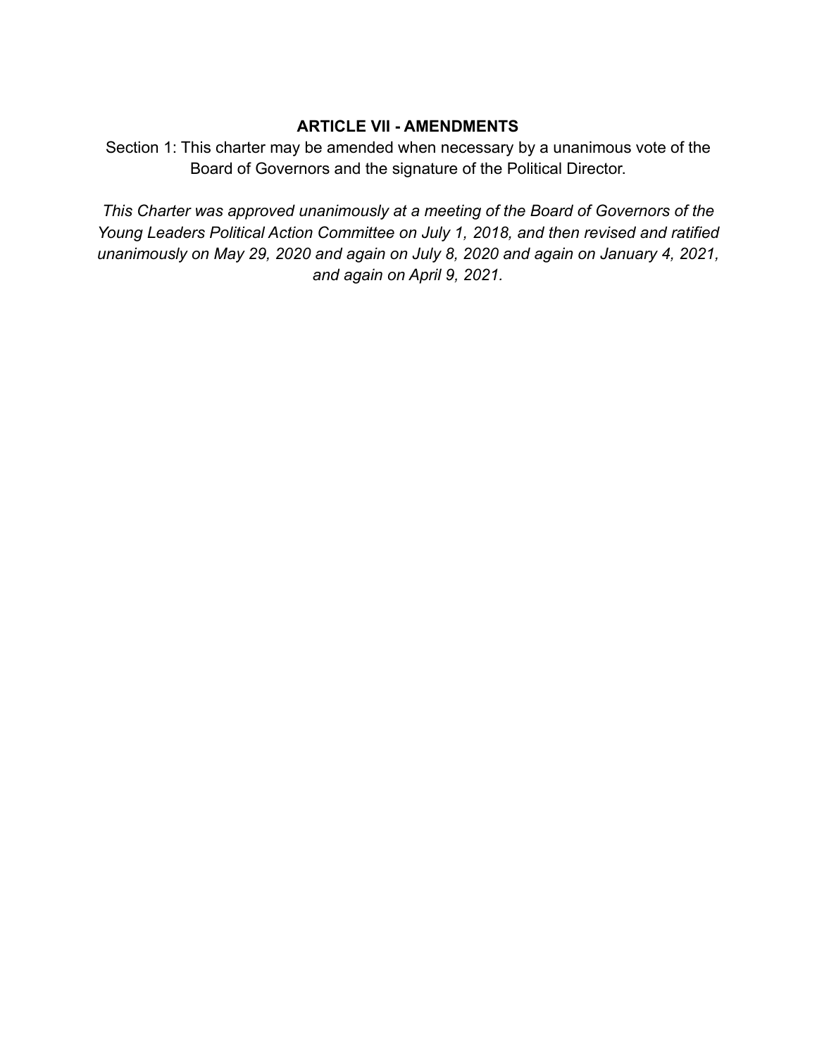## ARTICLE VII - AMENDMENTS

Section 1: This charter may be amended when necessary by a unanimous vote of the Board of Governors and the signature of the Political Director.

*This Charter was approved unanimously at a meeting of the Board of Governors of the Young Leaders Political Action Committee on July 1, 2018, and then revised and ratified unanimously on May 29, 2020 and again on July 8, 2020 and again on January 4, 2021, and again on April 9, 2021.*